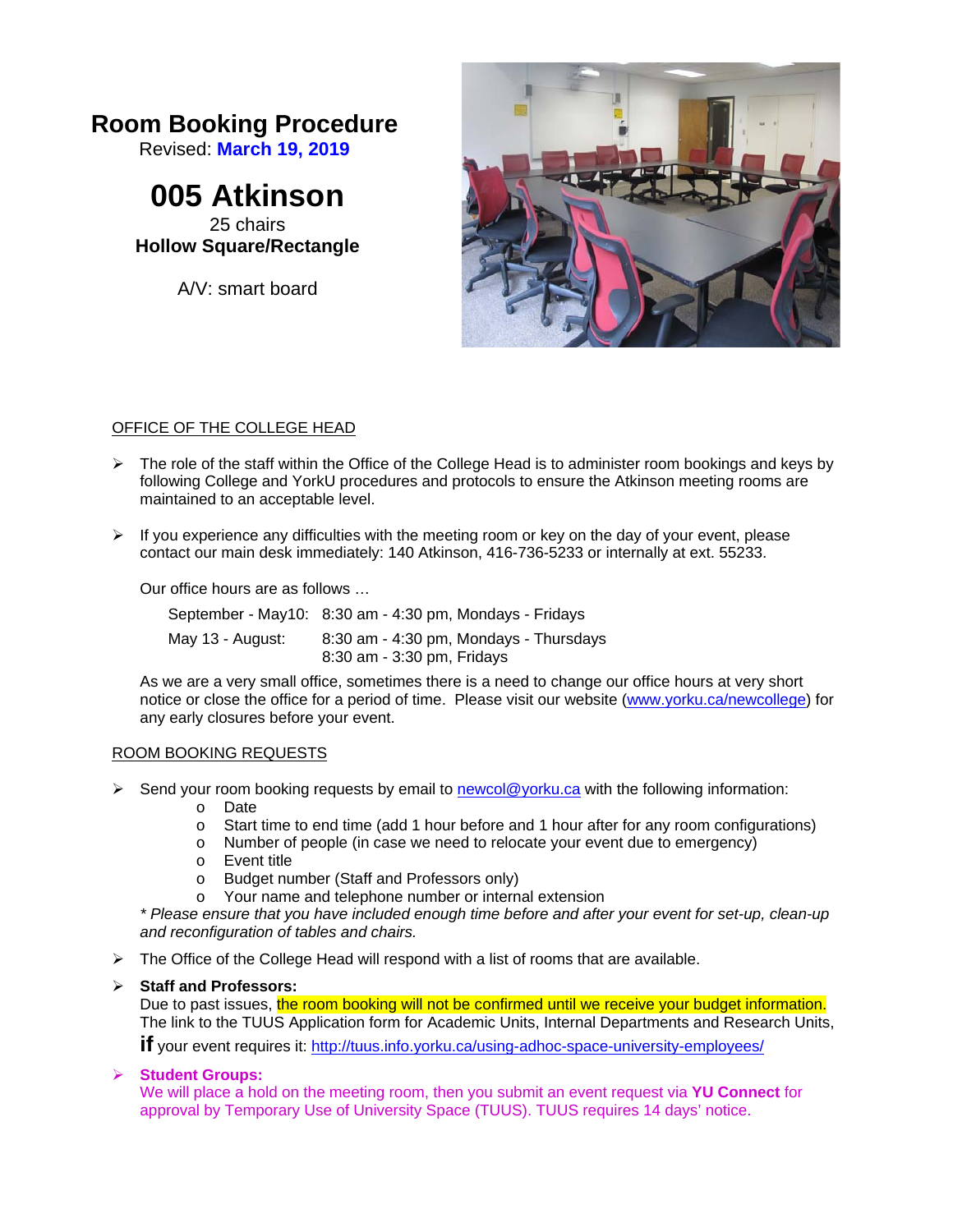# Room Booking Procedure

Revised: **March 19, 2019**

## 005 Atkinson

25 chairs

**Hollow Square/Rectangle**

A/V: smart board

### OFFICE OF THE COLLEGE HEAD

- The role of the staff within the Office of the College Head is to administer room bookings and keys by following College and YorkU procedures and protocols to ensure the Atkinson meeting rooms are maintained to an acceptable level.
- If you experience any difficulties with the meeting room or key on the day of your event, please contact our main desk immediately: 140 Atkinson, 416-736-5233 or internally at ext. 55233.

  Our office hours are as follows …

  | | |
  |---|---|
  | September - May10: | 8:30 am - 4:30 pm, Mondays - Fridays |
  | May 13 - August: | 8:30 am - 4:30 pm, Mondays - Thursdays<br>8:30 am - 3:30 pm, Fridays |

  As we are a very small office, sometimes there is a need to change our office hours at very short notice or close the office for a period of time. Please visit our website (www.yorku.ca/newcollege) for any early closures before your event.

### ROOM BOOKING REQUESTS

- Send your room booking requests by email to newcol@yorku.ca with the following information:
  - Date
  - Start time to end time (add 1 hour before and 1 hour after for any room configurations)
  - Number of people (in case we need to relocate your event due to emergency)
  - Event title
  - Budget number (Staff and Professors only)
  - Your name and telephone number or internal extension

  *\* Please ensure that you have included enough time before and after your event for set-up, clean-up and reconfiguration of tables and chairs.*
- The Office of the College Head will respond with a list of rooms that are available.
- **Staff and Professors:**
  Due to past issues, the room booking will not be confirmed until we receive your budget information. The link to the TUUS Application form for Academic Units, Internal Departments and Research Units, **if** your event requires it: http://tuus.info.yorku.ca/using-adhoc-space-university-employees/
- **Student Groups:**
  We will place a hold on the meeting room, then you submit an event request via **YU Connect** for approval by Temporary Use of University Space (TUUS). TUUS requires 14 days' notice.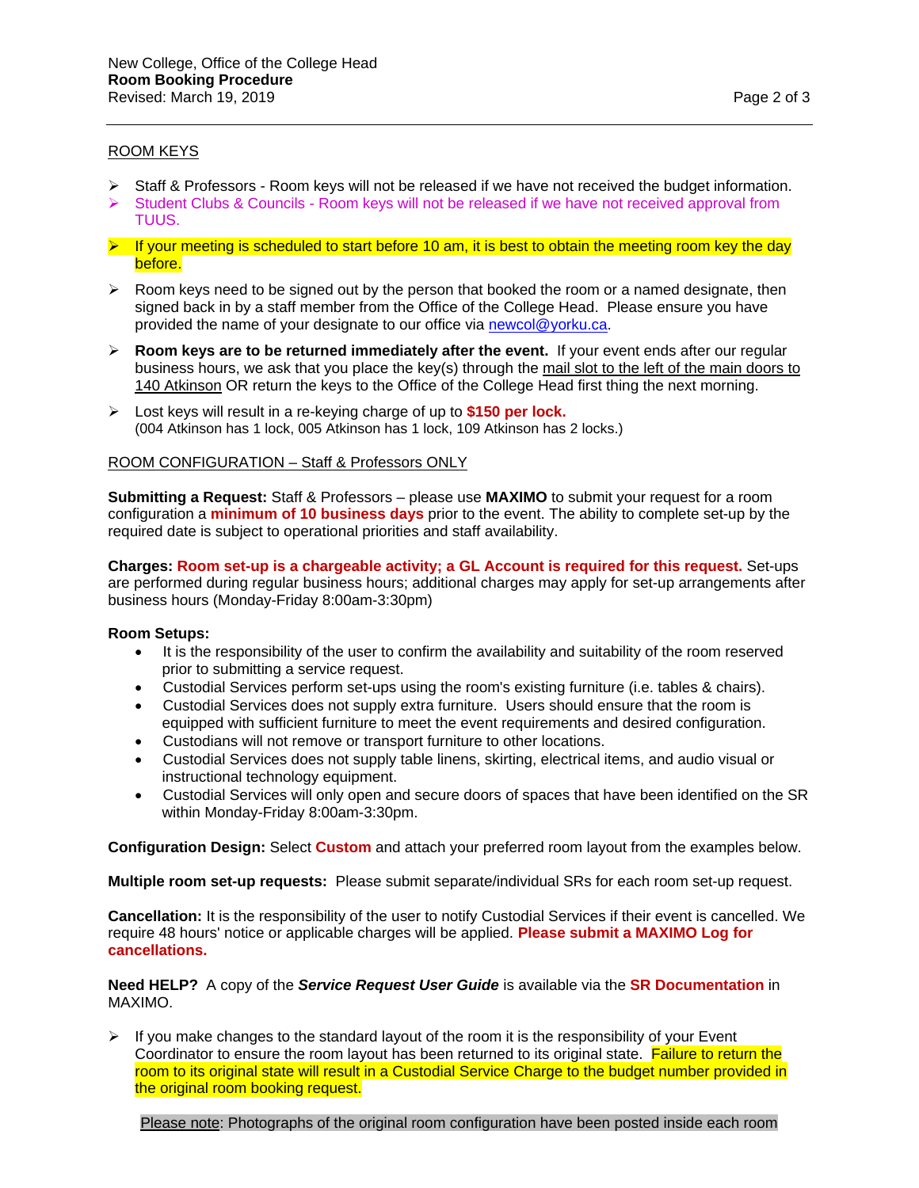## ROOM KEYS

- Staff & Professors - Room keys will not be released if we have not received the budget information.
- Student Clubs & Councils - Room keys will not be released if we have not received approval from TUUS.
- If your meeting is scheduled to start before 10 am, it is best to obtain the meeting room key the day before.
- Room keys need to be signed out by the person that booked the room or a named designate, then signed back in by a staff member from the Office of the College Head. Please ensure you have provided the name of your designate to our office via newcol@yorku.ca.
- **Room keys are to be returned immediately after the event.** If your event ends after our regular business hours, we ask that you place the key(s) through the mail slot to the left of the main doors to 140 Atkinson OR return the keys to the Office of the College Head first thing the next morning.
- Lost keys will result in a re-keying charge of up to **$150 per lock.**
(004 Atkinson has 1 lock, 005 Atkinson has 1 lock, 109 Atkinson has 2 locks.)

## ROOM CONFIGURATION – Staff & Professors ONLY

**Submitting a Request:** Staff & Professors – please use **MAXIMO** to submit your request for a room configuration a **minimum of 10 business days** prior to the event. The ability to complete set-up by the required date is subject to operational priorities and staff availability.

**Charges: Room set-up is a chargeable activity; a GL Account is required for this request.** Set-ups are performed during regular business hours; additional charges may apply for set-up arrangements after business hours (Monday-Friday 8:00am-3:30pm)

**Room Setups:**

- It is the responsibility of the user to confirm the availability and suitability of the room reserved prior to submitting a service request.
- Custodial Services perform set-ups using the room's existing furniture (i.e. tables & chairs).
- Custodial Services does not supply extra furniture. Users should ensure that the room is equipped with sufficient furniture to meet the event requirements and desired configuration.
- Custodians will not remove or transport furniture to other locations.
- Custodial Services does not supply table linens, skirting, electrical items, and audio visual or instructional technology equipment.
- Custodial Services will only open and secure doors of spaces that have been identified on the SR within Monday-Friday 8:00am-3:30pm.

**Configuration Design:** Select **Custom** and attach your preferred room layout from the examples below.

**Multiple room set-up requests:** Please submit separate/individual SRs for each room set-up request.

**Cancellation:** It is the responsibility of the user to notify Custodial Services if their event is cancelled. We require 48 hours' notice or applicable charges will be applied. **Please submit a MAXIMO Log for cancellations.**

**Need HELP?** A copy of the ***Service Request User Guide*** is available via the **SR Documentation** in MAXIMO.

- If you make changes to the standard layout of the room it is the responsibility of your Event Coordinator to ensure the room layout has been returned to its original state. Failure to return the room to its original state will result in a Custodial Service Charge to the budget number provided in the original room booking request.

Please note: Photographs of the original room configuration have been posted inside each room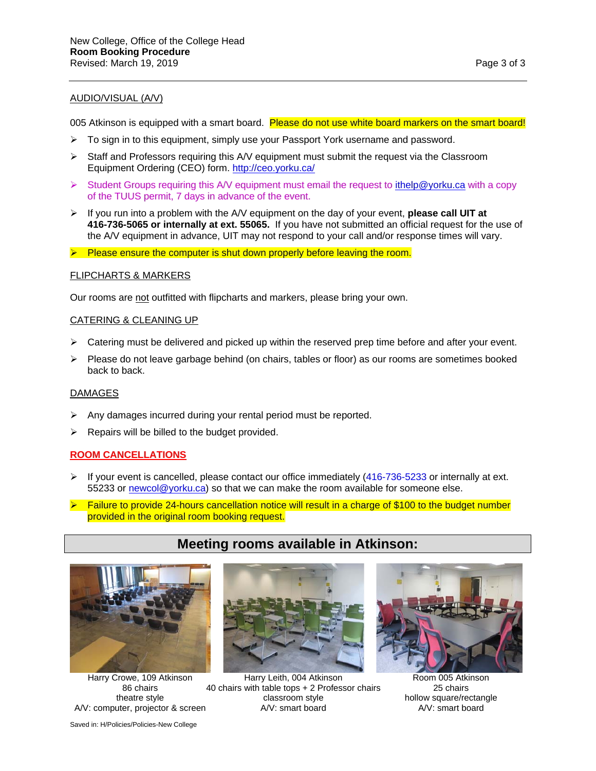## AUDIO/VISUAL (A/V)

005 Atkinson is equipped with a smart board. Please do not use white board markers on the smart board!

- To sign in to this equipment, simply use your Passport York username and password.
- Staff and Professors requiring this A/V equipment must submit the request via the Classroom Equipment Ordering (CEO) form. http://ceo.yorku.ca/
- Student Groups requiring this A/V equipment must email the request to ithelp@yorku.ca with a copy of the TUUS permit, 7 days in advance of the event.
- If you run into a problem with the A/V equipment on the day of your event, **please call UIT at 416-736-5065 or internally at ext. 55065.** If you have not submitted an official request for the use of the A/V equipment in advance, UIT may not respond to your call and/or response times will vary.
- Please ensure the computer is shut down properly before leaving the room.

## FLIPCHARTS & MARKERS

Our rooms are not outfitted with flipcharts and markers, please bring your own.

## CATERING & CLEANING UP

- Catering must be delivered and picked up within the reserved prep time before and after your event.
- Please do not leave garbage behind (on chairs, tables or floor) as our rooms are sometimes booked back to back.

## DAMAGES

- Any damages incurred during your rental period must be reported.
- Repairs will be billed to the budget provided.

## **ROOM CANCELLATIONS**

- If your event is cancelled, please contact our office immediately (416-736-5233 or internally at ext. 55233 or newcol@yorku.ca) so that we can make the room available for someone else.
- Failure to provide 24-hours cancellation notice will result in a charge of $100 to the budget number provided in the original room booking request.

# Meeting rooms available in Atkinson:

Harry Crowe, 109 Atkinson
86 chairs
theatre style
A/V: computer, projector & screen

Harry Leith, 004 Atkinson
40 chairs with table tops + 2 Professor chairs
classroom style
A/V: smart board

Room 005 Atkinson
25 chairs
hollow square/rectangle
A/V: smart board

Saved in: H/Policies/Policies-New College